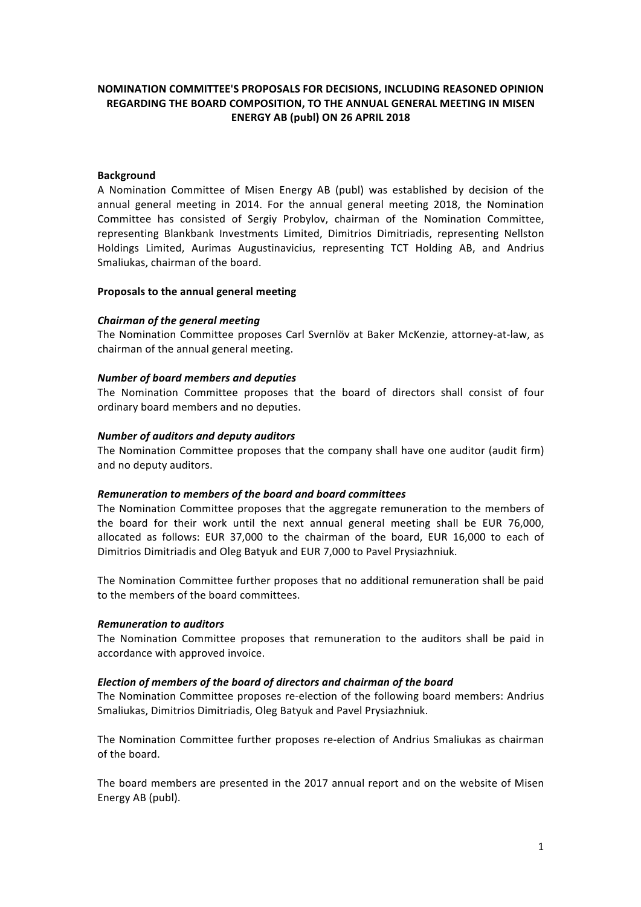# NOMINATION COMMITTEE'S PROPOSALS FOR DECISIONS, INCLUDING REASONED OPINION REGARDING THE BOARD COMPOSITION, TO THE ANNUAL GENERAL MEETING IN MISEN ENERGY AB (publ) ON 26 APRIL 2018

## Background

A Nomination Committee of Misen Energy AB (publ) was established by decision of the annual general meeting in 2014. For the annual general meeting 2018, the Nomination Committee has consisted of Sergiy Probylov, chairman of the Nomination Committee, representing Blankbank Investments Limited, Dimitrios Dimitriadis, representing Nellston Holdings Limited, Aurimas Augustinavicius, representing TCT Holding AB, and Andrius Smaliukas, chairman of the board.

## Proposals to the annual general meeting

### *Chairman of the general meeting*

The Nomination Committee proposes Carl Svernlöv at Baker McKenzie, attorney-at-law, as chairman of the annual general meeting.

### *Number of board members and deputies*

The Nomination Committee proposes that the board of directors shall consist of four ordinary board members and no deputies.

### *Number of auditors and deputy auditors*

The Nomination Committee proposes that the company shall have one auditor (audit firm) and no deputy auditors.

### *Remuneration to members of the board and board committees*

The Nomination Committee proposes that the aggregate remuneration to the members of the board for their work until the next annual general meeting shall be EUR 76,000, allocated as follows: EUR 37,000 to the chairman of the board, EUR 16,000 to each of Dimitrios Dimitriadis and Oleg Batyuk and EUR 7,000 to Pavel Prysiazhniuk.

The Nomination Committee further proposes that no additional remuneration shall be paid to the members of the board committees.

### *Remuneration to auditors*

The Nomination Committee proposes that remuneration to the auditors shall be paid in accordance with approved invoice.

### *Election of members of the board of directors and chairman of the board*

The Nomination Committee proposes re-election of the following board members: Andrius Smaliukas, Dimitrios Dimitriadis, Oleg Batyuk and Pavel Prysiazhniuk.

The Nomination Committee further proposes re-election of Andrius Smaliukas as chairman of the board.

The board members are presented in the 2017 annual report and on the website of Misen Energy AB (publ).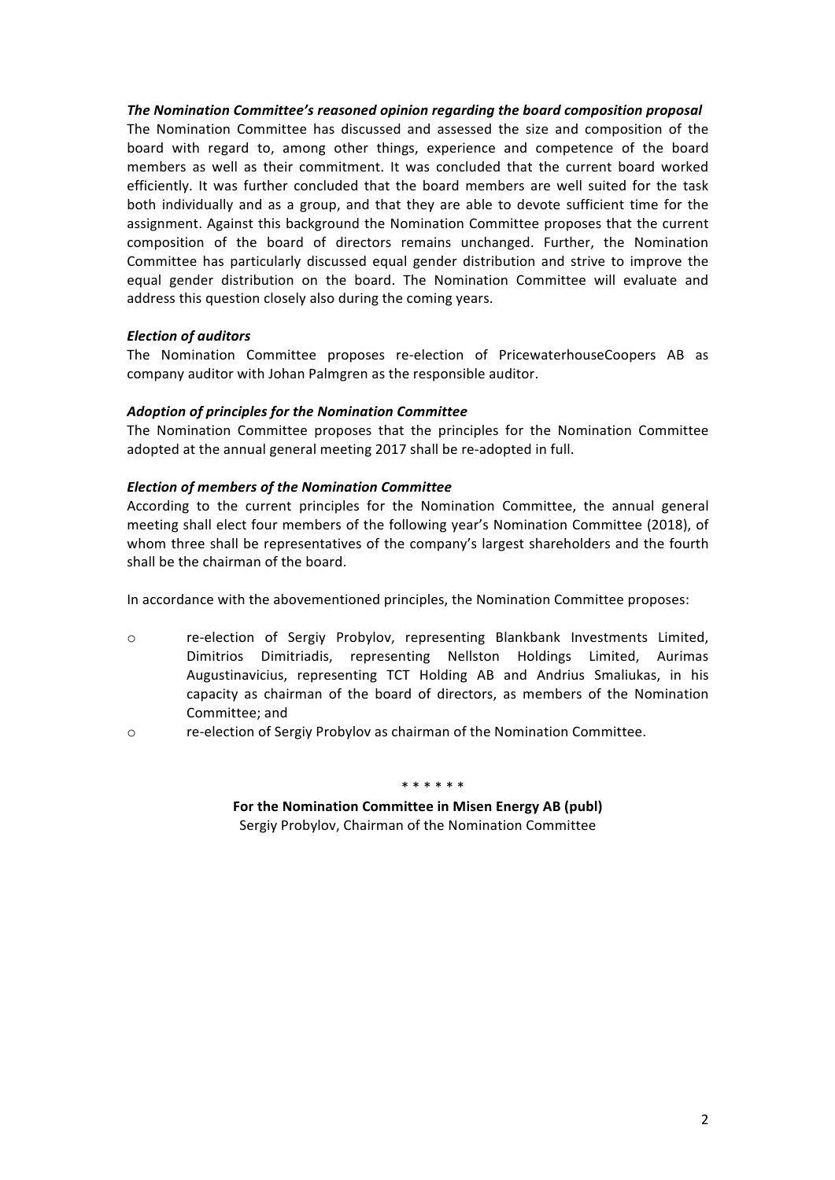***The Nomination Committee's reasoned opinion regarding the board composition proposal***

The Nomination Committee has discussed and assessed the size and composition of the board with regard to, among other things, experience and competence of the board members as well as their commitment. It was concluded that the current board worked efficiently. It was further concluded that the board members are well suited for the task both individually and as a group, and that they are able to devote sufficient time for the assignment. Against this background the Nomination Committee proposes that the current composition of the board of directors remains unchanged. Further, the Nomination Committee has particularly discussed equal gender distribution and strive to improve the equal gender distribution on the board. The Nomination Committee will evaluate and address this question closely also during the coming years.

***Election of auditors***

The Nomination Committee proposes re-election of PricewaterhouseCoopers AB as company auditor with Johan Palmgren as the responsible auditor.

***Adoption of principles for the Nomination Committee***

The Nomination Committee proposes that the principles for the Nomination Committee adopted at the annual general meeting 2017 shall be re-adopted in full.

***Election of members of the Nomination Committee***

According to the current principles for the Nomination Committee, the annual general meeting shall elect four members of the following year's Nomination Committee (2018), of whom three shall be representatives of the company's largest shareholders and the fourth shall be the chairman of the board.

In accordance with the abovementioned principles, the Nomination Committee proposes:

- re-election of Sergiy Probylov, representing Blankbank Investments Limited, Dimitrios Dimitriadis, representing Nellston Holdings Limited, Aurimas Augustinavicius, representing TCT Holding AB and Andrius Smaliukas, in his capacity as chairman of the board of directors, as members of the Nomination Committee; and
- re-election of Sergiy Probylov as chairman of the Nomination Committee.

\* \* \* \* \* \*

**For the Nomination Committee in Misen Energy AB (publ)**
Sergiy Probylov, Chairman of the Nomination Committee